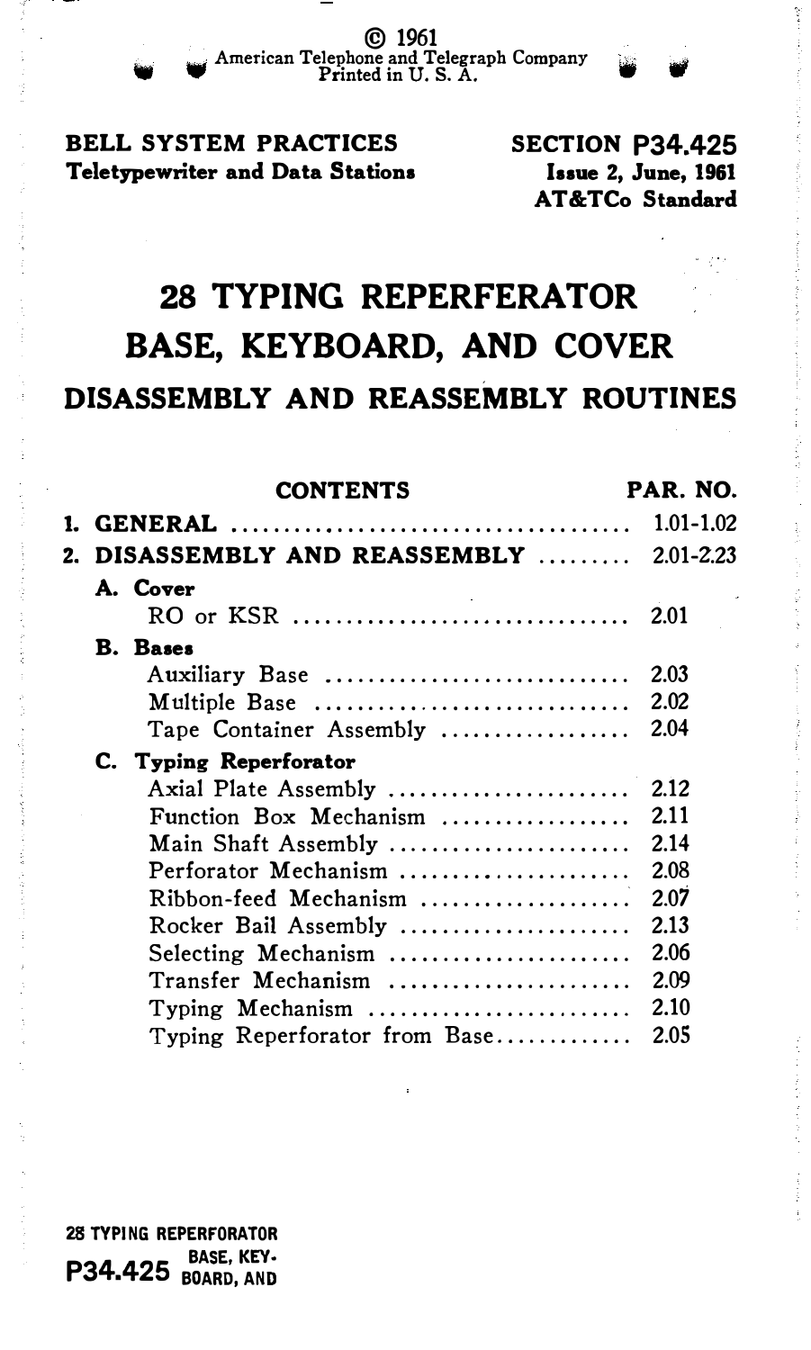© 1961
American Telephone and Telegraph Company
Printed in U. S. A.

**BELL SYSTEM PRACTICES**
**Teletypewriter and Data Stations**

**SECTION P34.425**
**Issue 2, June, 1961**
**AT&TCo Standard**

# 28 TYPING REPERFERATOR BASE, KEYBOARD, AND COVER

## DISASSEMBLY AND REASSEMBLY ROUTINES

| CONTENTS | PAR. NO. |
|---|---|
| **1. GENERAL** | 1.01-1.02 |
| **2. DISASSEMBLY AND REASSEMBLY** | 2.01-2.23 |
| **A. Cover** | |
| RO or KSR | 2.01 |
| **B. Bases** | |
| Auxiliary Base | 2.03 |
| Multiple Base | 2.02 |
| Tape Container Assembly | 2.04 |
| **C. Typing Reperforator** | |
| Axial Plate Assembly | 2.12 |
| Function Box Mechanism | 2.11 |
| Main Shaft Assembly | 2.14 |
| Perforator Mechanism | 2.08 |
| Ribbon-feed Mechanism | 2.07 |
| Rocker Bail Assembly | 2.13 |
| Selecting Mechanism | 2.06 |
| Transfer Mechanism | 2.09 |
| Typing Mechanism | 2.10 |
| Typing Reperforator from Base | 2.05 |

**28 TYPING REPERFORATOR**
**P34.425 BASE, KEYBOARD, AND**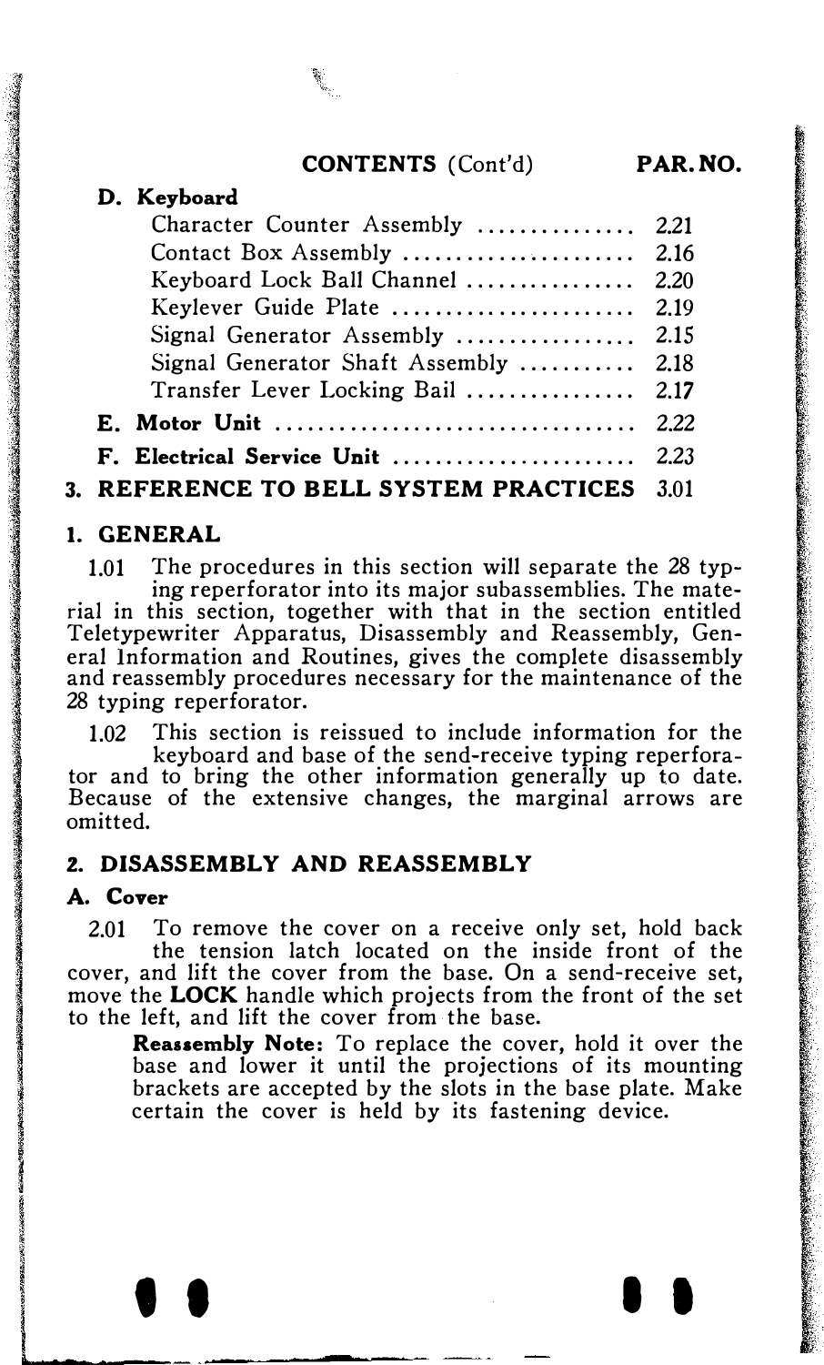**CONTENTS** (Cont'd) **PAR. NO.**

| | PAR. NO. |
|---|---|
| **D. Keyboard** | |
| Character Counter Assembly | 2.21 |
| Contact Box Assembly | 2.16 |
| Keyboard Lock Ball Channel | 2.20 |
| Keylever Guide Plate | 2.19 |
| Signal Generator Assembly | 2.15 |
| Signal Generator Shaft Assembly | 2.18 |
| Transfer Lever Locking Bail | 2.17 |
| **E. Motor Unit** | 2.22 |
| **F. Electrical Service Unit** | 2.23 |
| **3. REFERENCE TO BELL SYSTEM PRACTICES** | 3.01 |

## 1. GENERAL

1.01 The procedures in this section will separate the 28 typing reperforator into its major subassemblies. The material in this section, together with that in the section entitled Teletypewriter Apparatus, Disassembly and Reassembly, General Information and Routines, gives the complete disassembly and reassembly procedures necessary for the maintenance of the 28 typing reperforator.

1.02 This section is reissued to include information for the keyboard and base of the send-receive typing reperforator and to bring the other information generally up to date. Because of the extensive changes, the marginal arrows are omitted.

## 2. DISASSEMBLY AND REASSEMBLY

### A. Cover

2.01 To remove the cover on a receive only set, hold back the tension latch located on the inside front of the cover, and lift the cover from the base. On a send-receive set, move the **LOCK** handle which projects from the front of the set to the left, and lift the cover from the base.

> **Reassembly Note:** To replace the cover, hold it over the base and lower it until the projections of its mounting brackets are accepted by the slots in the base plate. Make certain the cover is held by its fastening device.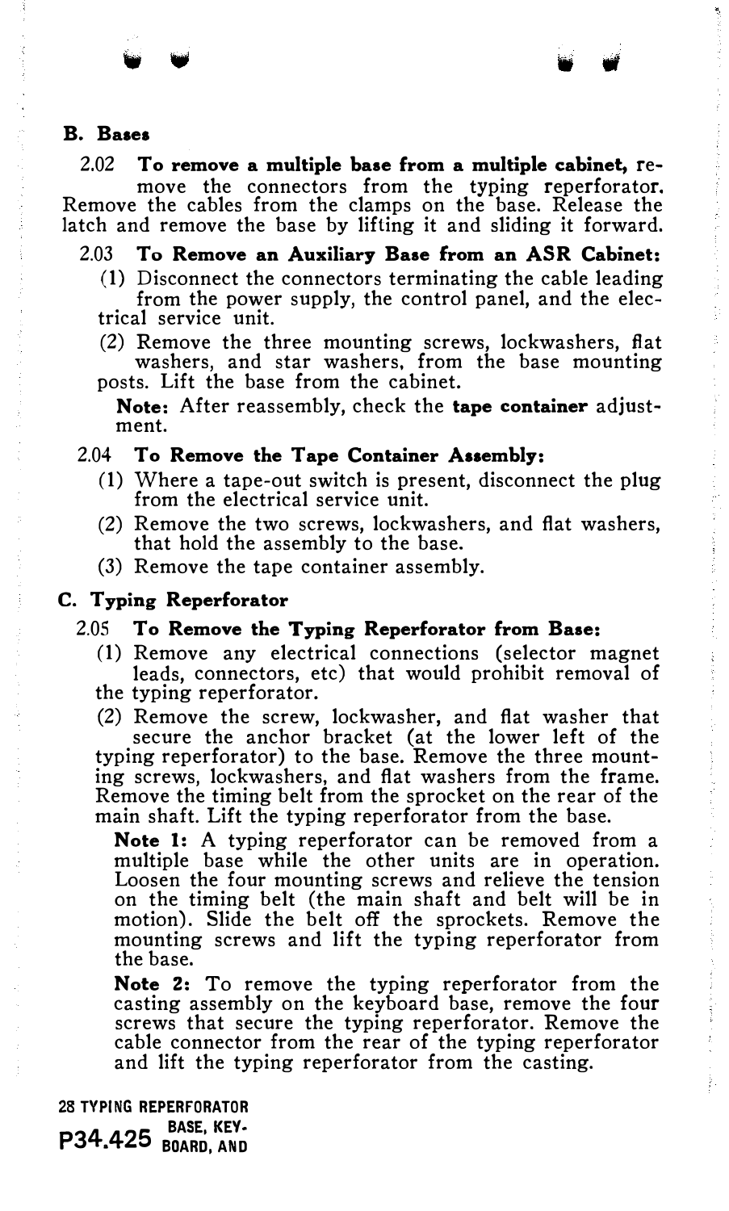## B. Bases

2.02 **To remove a multiple base from a multiple cabinet,** remove the connectors from the typing reperforator. Remove the cables from the clamps on the base. Release the latch and remove the base by lifting it and sliding it forward.

2.03 **To Remove an Auxiliary Base from an ASR Cabinet:**

(1) Disconnect the connectors terminating the cable leading from the power supply, the control panel, and the electrical service unit.

(2) Remove the three mounting screws, lockwashers, flat washers, and star washers, from the base mounting posts. Lift the base from the cabinet.

**Note:** After reassembly, check the **tape container** adjustment.

2.04 **To Remove the Tape Container Assembly:**

(1) Where a tape-out switch is present, disconnect the plug from the electrical service unit.

(2) Remove the two screws, lockwashers, and flat washers, that hold the assembly to the base.

(3) Remove the tape container assembly.

## C. Typing Reperforator

2.05 **To Remove the Typing Reperforator from Base:**

(1) Remove any electrical connections (selector magnet leads, connectors, etc) that would prohibit removal of the typing reperforator.

(2) Remove the screw, lockwasher, and flat washer that secure the anchor bracket (at the lower left of the typing reperforator) to the base. Remove the three mounting screws, lockwashers, and flat washers from the frame. Remove the timing belt from the sprocket on the rear of the main shaft. Lift the typing reperforator from the base.

**Note 1:** A typing reperforator can be removed from a multiple base while the other units are in operation. Loosen the four mounting screws and relieve the tension on the timing belt (the main shaft and belt will be in motion). Slide the belt off the sprockets. Remove the mounting screws and lift the typing reperforator from the base.

**Note 2:** To remove the typing reperforator from the casting assembly on the keyboard base, remove the four screws that secure the typing reperforator. Remove the cable connector from the rear of the typing reperforator and lift the typing reperforator from the casting.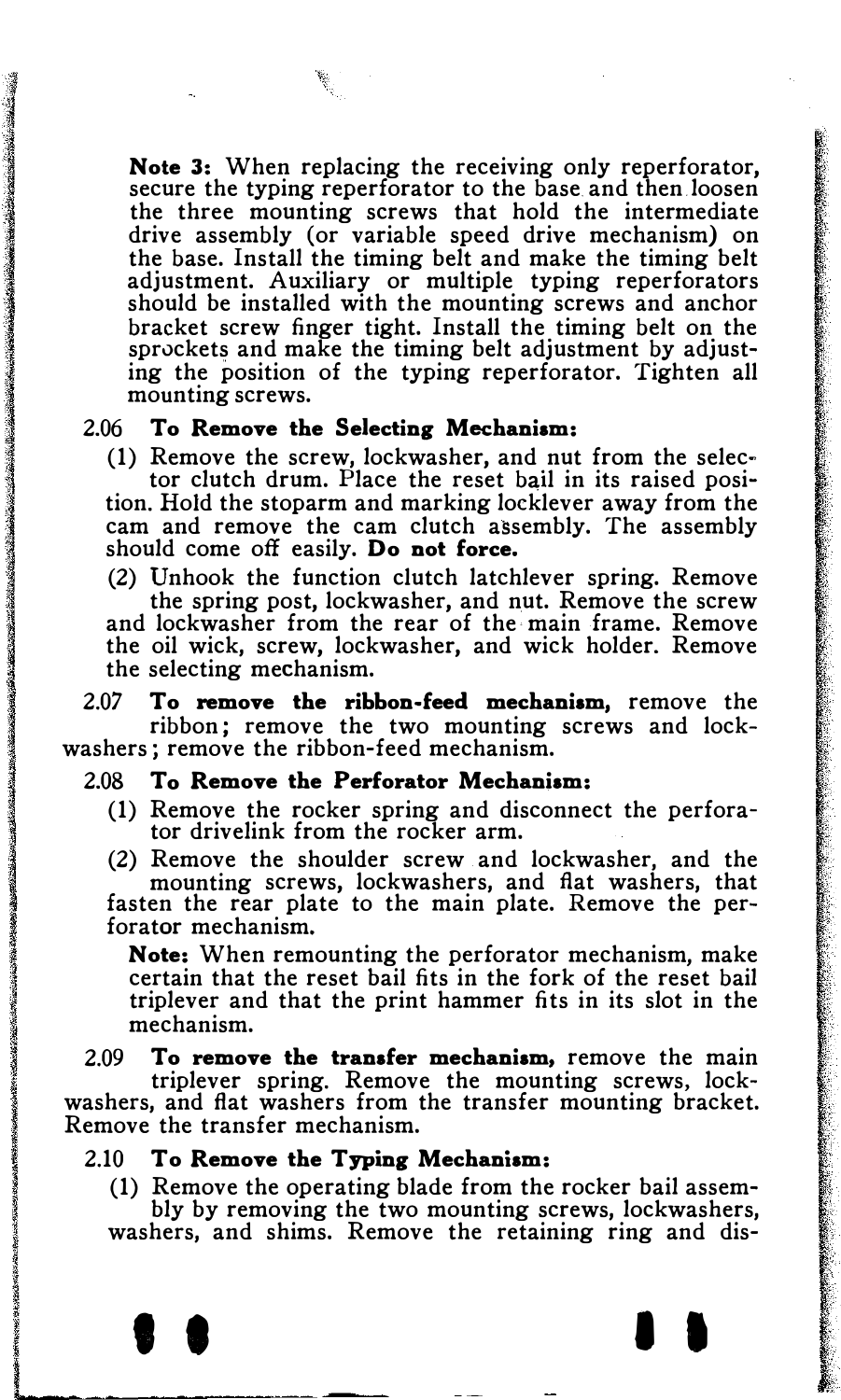**Note 3:** When replacing the receiving only reperforator, secure the typing reperforator to the base and then loosen the three mounting screws that hold the intermediate drive assembly (or variable speed drive mechanism) on the base. Install the timing belt and make the timing belt adjustment. Auxiliary or multiple typing reperforators should be installed with the mounting screws and anchor bracket screw finger tight. Install the timing belt on the sprockets and make the timing belt adjustment by adjusting the position of the typing reperforator. Tighten all mounting screws.

2.06 **To Remove the Selecting Mechanism:**

(1) Remove the screw, lockwasher, and nut from the selector clutch drum. Place the reset bail in its raised position. Hold the stoparm and marking locklever away from the cam and remove the cam clutch assembly. The assembly should come off easily. **Do not force.**

(2) Unhook the function clutch latchlever spring. Remove the spring post, lockwasher, and nut. Remove the screw and lockwasher from the rear of the main frame. Remove the oil wick, screw, lockwasher, and wick holder. Remove the selecting mechanism.

2.07 **To remove the ribbon-feed mechanism,** remove the ribbon; remove the two mounting screws and lockwashers; remove the ribbon-feed mechanism.

2.08 **To Remove the Perforator Mechanism:**

(1) Remove the rocker spring and disconnect the perforator drivelink from the rocker arm.

(2) Remove the shoulder screw and lockwasher, and the mounting screws, lockwashers, and flat washers, that fasten the rear plate to the main plate. Remove the perforator mechanism.

**Note:** When remounting the perforator mechanism, make certain that the reset bail fits in the fork of the reset bail triplever and that the print hammer fits in its slot in the mechanism.

2.09 **To remove the transfer mechanism,** remove the main triplever spring. Remove the mounting screws, lockwashers, and flat washers from the transfer mounting bracket. Remove the transfer mechanism.

2.10 **To Remove the Typing Mechanism:**

(1) Remove the operating blade from the rocker bail assembly by removing the two mounting screws, lockwashers, washers, and shims. Remove the retaining ring and dis-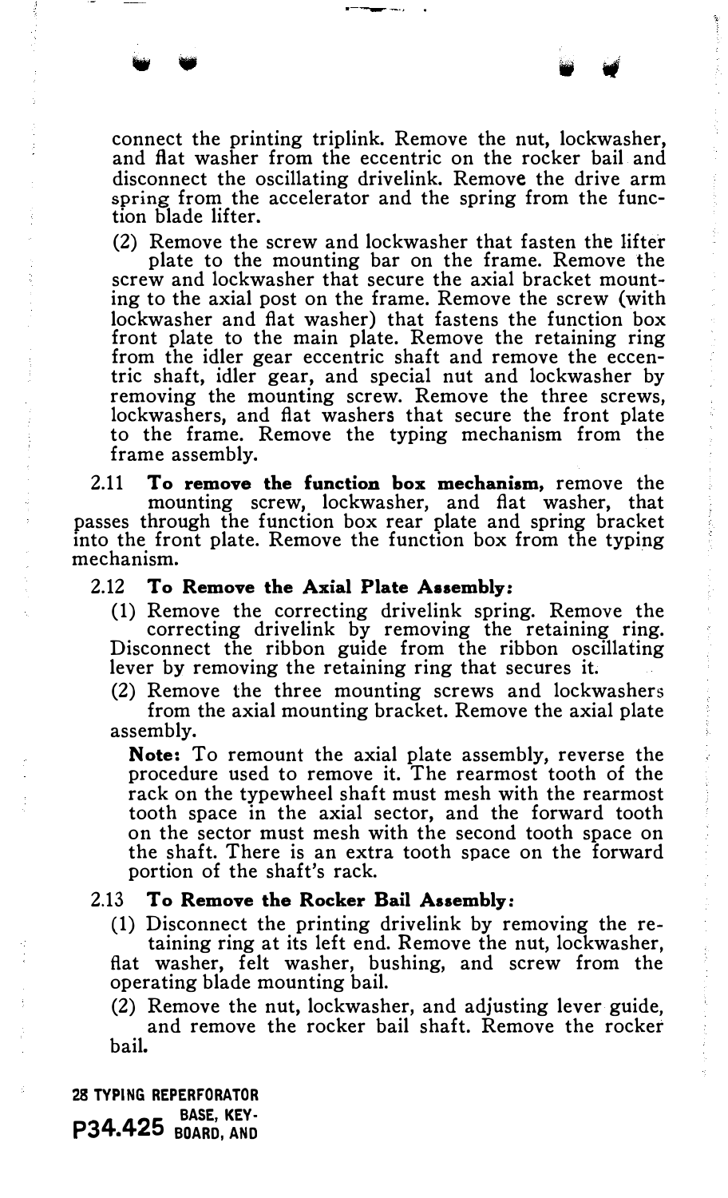connect the printing triplink. Remove the nut, lockwasher, and flat washer from the eccentric on the rocker bail and disconnect the oscillating drivelink. Remove the drive arm spring from the accelerator and the spring from the function blade lifter.

(2) Remove the screw and lockwasher that fasten the lifter plate to the mounting bar on the frame. Remove the screw and lockwasher that secure the axial bracket mounting to the axial post on the frame. Remove the screw (with lockwasher and flat washer) that fastens the function box front plate to the main plate. Remove the retaining ring from the idler gear eccentric shaft and remove the eccentric shaft, idler gear, and special nut and lockwasher by removing the mounting screw. Remove the three screws, lockwashers, and flat washers that secure the front plate to the frame. Remove the typing mechanism from the frame assembly.

2.11 **To remove the function box mechanism,** remove the mounting screw, lockwasher, and flat washer, that passes through the function box rear plate and spring bracket into the front plate. Remove the function box from the typing mechanism.

2.12 **To Remove the Axial Plate Assembly:**

(1) Remove the correcting drivelink spring. Remove the correcting drivelink by removing the retaining ring. Disconnect the ribbon guide from the ribbon oscillating lever by removing the retaining ring that secures it.

(2) Remove the three mounting screws and lockwashers from the axial mounting bracket. Remove the axial plate assembly.

**Note:** To remount the axial plate assembly, reverse the procedure used to remove it. The rearmost tooth of the rack on the typewheel shaft must mesh with the rearmost tooth space in the axial sector, and the forward tooth on the sector must mesh with the second tooth space on the shaft. There is an extra tooth space on the forward portion of the shaft's rack.

2.13 **To Remove the Rocker Bail Assembly:**

(1) Disconnect the printing drivelink by removing the retaining ring at its left end. Remove the nut, lockwasher, flat washer, felt washer, bushing, and screw from the operating blade mounting bail.

(2) Remove the nut, lockwasher, and adjusting lever guide, and remove the rocker bail shaft. Remove the rocker bail.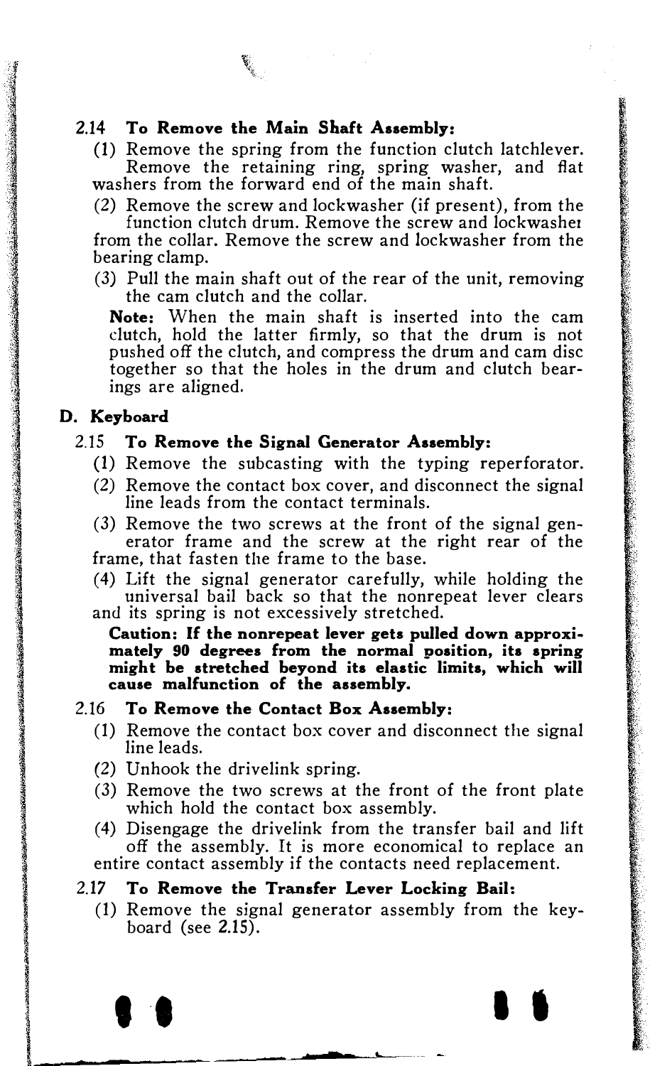2.14 **To Remove the Main Shaft Assembly:**

(1) Remove the spring from the function clutch latchlever. Remove the retaining ring, spring washer, and flat washers from the forward end of the main shaft.

(2) Remove the screw and lockwasher (if present), from the function clutch drum. Remove the screw and lockwasher from the collar. Remove the screw and lockwasher from the bearing clamp.

(3) Pull the main shaft out of the rear of the unit, removing the cam clutch and the collar.

**Note:** When the main shaft is inserted into the cam clutch, hold the latter firmly, so that the drum is not pushed off the clutch, and compress the drum and cam disc together so that the holes in the drum and clutch bearings are aligned.

## D. Keyboard

2.15 **To Remove the Signal Generator Assembly:**

(1) Remove the subcasting with the typing reperforator.

(2) Remove the contact box cover, and disconnect the signal line leads from the contact terminals.

(3) Remove the two screws at the front of the signal generator frame and the screw at the right rear of the frame, that fasten the frame to the base.

(4) Lift the signal generator carefully, while holding the universal bail back so that the nonrepeat lever clears and its spring is not excessively stretched.

**Caution: If the nonrepeat lever gets pulled down approximately 90 degrees from the normal position, its spring might be stretched beyond its elastic limits, which will cause malfunction of the assembly.**

2.16 **To Remove the Contact Box Assembly:**

(1) Remove the contact box cover and disconnect the signal line leads.

(2) Unhook the drivelink spring.

(3) Remove the two screws at the front of the front plate which hold the contact box assembly.

(4) Disengage the drivelink from the transfer bail and lift off the assembly. It is more economical to replace an entire contact assembly if the contacts need replacement.

2.17 **To Remove the Transfer Lever Locking Bail:**

(1) Remove the signal generator assembly from the keyboard (see **2.15**).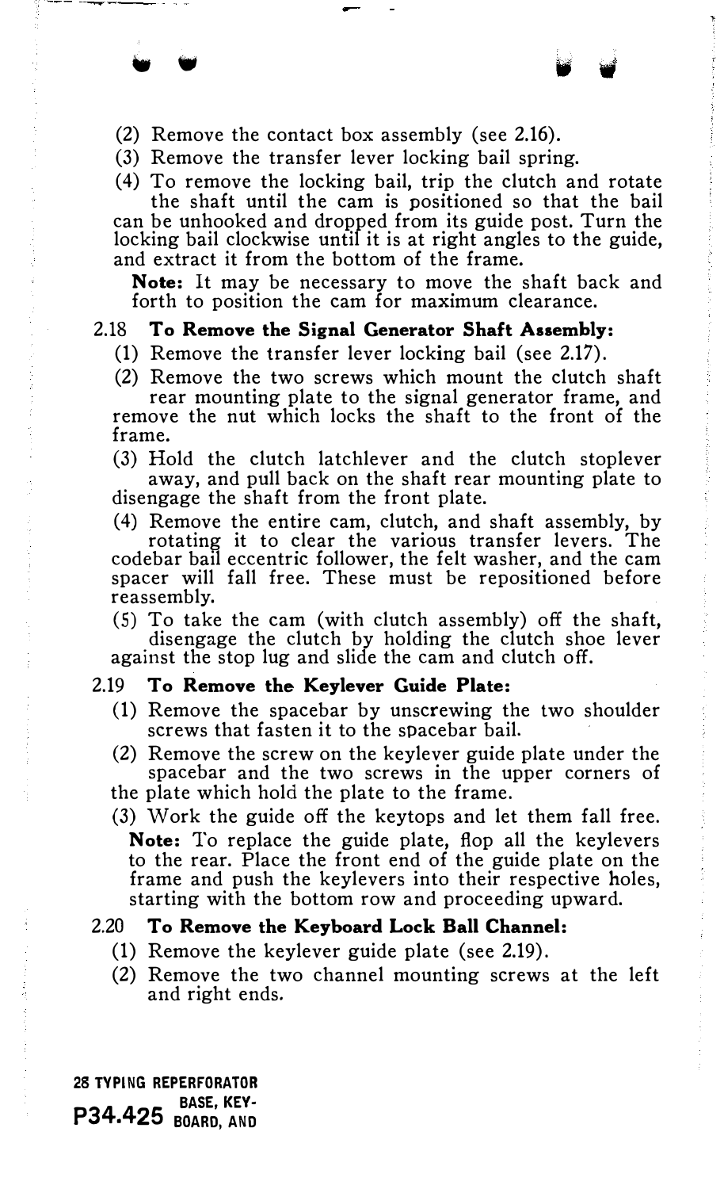(2) Remove the contact box assembly (see 2.16).

(3) Remove the transfer lever locking bail spring.

(4) To remove the locking bail, trip the clutch and rotate the shaft until the cam is positioned so that the bail can be unhooked and dropped from its guide post. Turn the locking bail clockwise until it is at right angles to the guide, and extract it from the bottom of the frame.

**Note:** It may be necessary to move the shaft back and forth to position the cam for maximum clearance.

2.18 **To Remove the Signal Generator Shaft Assembly:**

(1) Remove the transfer lever locking bail (see 2.17).

(2) Remove the two screws which mount the clutch shaft rear mounting plate to the signal generator frame, and remove the nut which locks the shaft to the front of the frame.

(3) Hold the clutch latchlever and the clutch stoplever away, and pull back on the shaft rear mounting plate to disengage the shaft from the front plate.

(4) Remove the entire cam, clutch, and shaft assembly, by rotating it to clear the various transfer levers. The codebar bail eccentric follower, the felt washer, and the cam spacer will fall free. These must be repositioned before reassembly.

(5) To take the cam (with clutch assembly) off the shaft, disengage the clutch by holding the clutch shoe lever against the stop lug and slide the cam and clutch off.

2.19 **To Remove the Keylever Guide Plate:**

(1) Remove the spacebar by unscrewing the two shoulder screws that fasten it to the spacebar bail.

(2) Remove the screw on the keylever guide plate under the spacebar and the two screws in the upper corners of the plate which hold the plate to the frame.

(3) Work the guide off the keytops and let them fall free.

**Note:** To replace the guide plate, flop all the keylevers to the rear. Place the front end of the guide plate on the frame and push the keylevers into their respective holes, starting with the bottom row and proceeding upward.

2.20 **To Remove the Keyboard Lock Ball Channel:**

(1) Remove the keylever guide plate (see 2.19).

(2) Remove the two channel mounting screws at the left and right ends.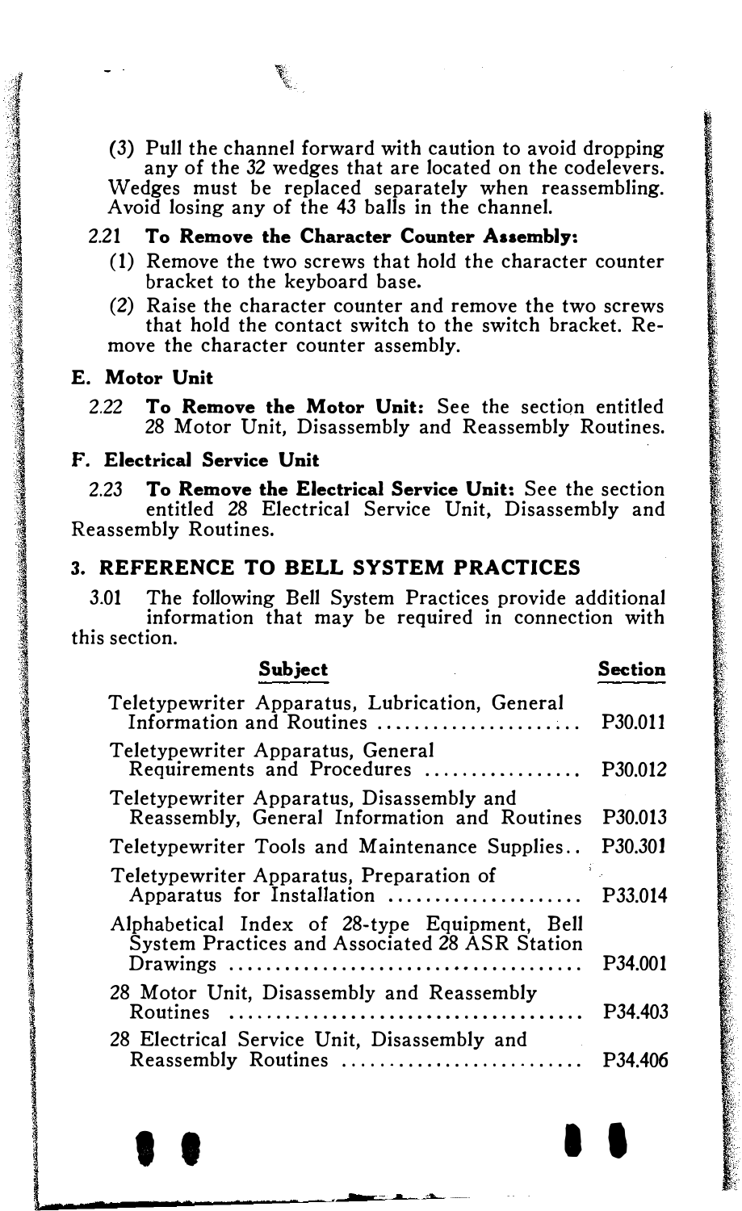(3) Pull the channel forward with caution to avoid dropping any of the 32 wedges that are located on the codelevers. Wedges must be replaced separately when reassembling. Avoid losing any of the 43 balls in the channel.

2.21 **To Remove the Character Counter Assembly:**

(1) Remove the two screws that hold the character counter bracket to the keyboard base.

(2) Raise the character counter and remove the two screws that hold the contact switch to the switch bracket. Remove the character counter assembly.

### E. Motor Unit

2.22 **To Remove the Motor Unit:** See the section entitled 28 Motor Unit, Disassembly and Reassembly Routines.

### F. Electrical Service Unit

2.23 **To Remove the Electrical Service Unit:** See the section entitled 28 Electrical Service Unit, Disassembly and Reassembly Routines.

## 3. REFERENCE TO BELL SYSTEM PRACTICES

3.01 The following Bell System Practices provide additional information that may be required in connection with this section.

| Subject | Section |
|---|---|
| Teletypewriter Apparatus, Lubrication, General Information and Routines | P30.011 |
| Teletypewriter Apparatus, General Requirements and Procedures | P30.012 |
| Teletypewriter Apparatus, Disassembly and Reassembly, General Information and Routines | P30.013 |
| Teletypewriter Tools and Maintenance Supplies | P30.301 |
| Teletypewriter Apparatus, Preparation of Apparatus for Installation | P33.014 |
| Alphabetical Index of 28-type Equipment, Bell System Practices and Associated 28 ASR Station Drawings | P34.001 |
| 28 Motor Unit, Disassembly and Reassembly Routines | P34.403 |
| 28 Electrical Service Unit, Disassembly and Reassembly Routines | P34.406 |